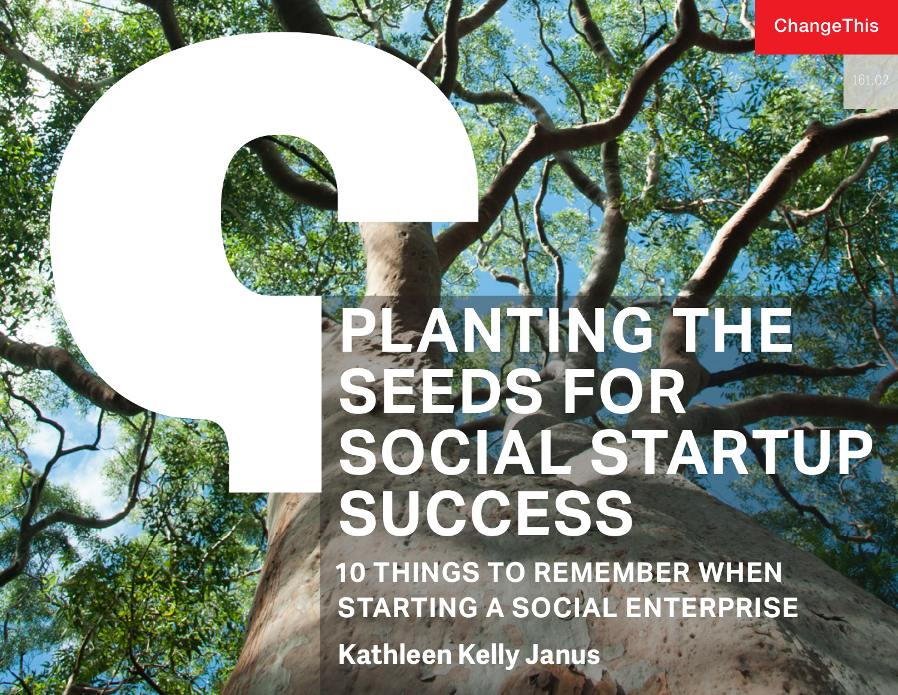ChangeThis

161.02

# PLANTING THE SEEDS FOR SOCIAL STARTUP SUCCESS

## 10 THINGS TO REMEMBER WHEN STARTING A SOCIAL ENTERPRISE

**Kathleen Kelly Janus**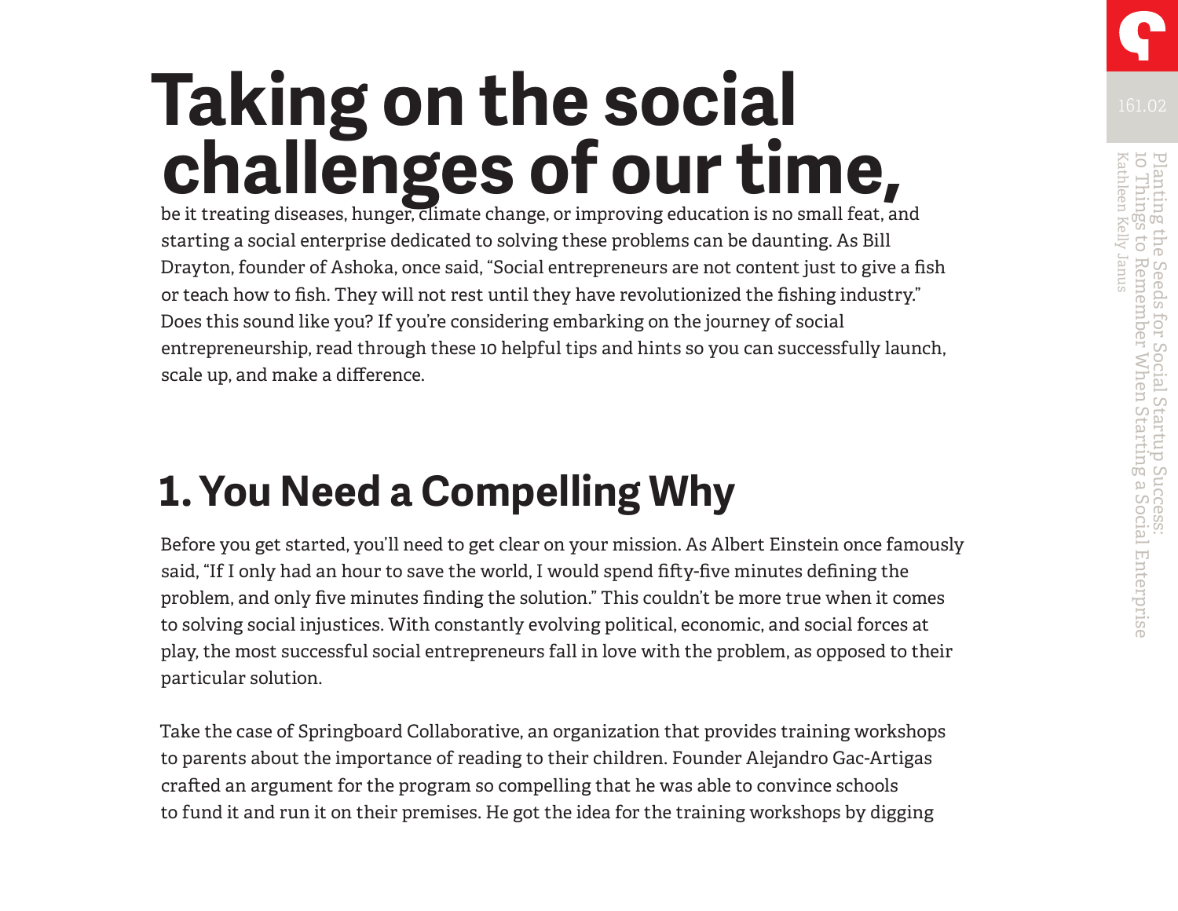# Taking on the social challenges of our time,

be it treating diseases, hunger, climate change, or improving education is no small feat, and starting a social enterprise dedicated to solving these problems can be daunting. As Bill Drayton, founder of Ashoka, once said, "Social entrepreneurs are not content just to give a fish or teach how to fish. They will not rest until they have revolutionized the fishing industry." Does this sound like you? If you're considering embarking on the journey of social entrepreneurship, read through these 10 helpful tips and hints so you can successfully launch, scale up, and make a difference.

## 1. You Need a Compelling Why

Before you get started, you'll need to get clear on your mission. As Albert Einstein once famously said, "If I only had an hour to save the world, I would spend fifty-five minutes defining the problem, and only five minutes finding the solution." This couldn't be more true when it comes to solving social injustices. With constantly evolving political, economic, and social forces at play, the most successful social entrepreneurs fall in love with the problem, as opposed to their particular solution.

Take the case of Springboard Collaborative, an organization that provides training workshops to parents about the importance of reading to their children. Founder Alejandro Gac-Artigas crafted an argument for the program so compelling that he was able to convince schools to fund it and run it on their premises. He got the idea for the training workshops by digging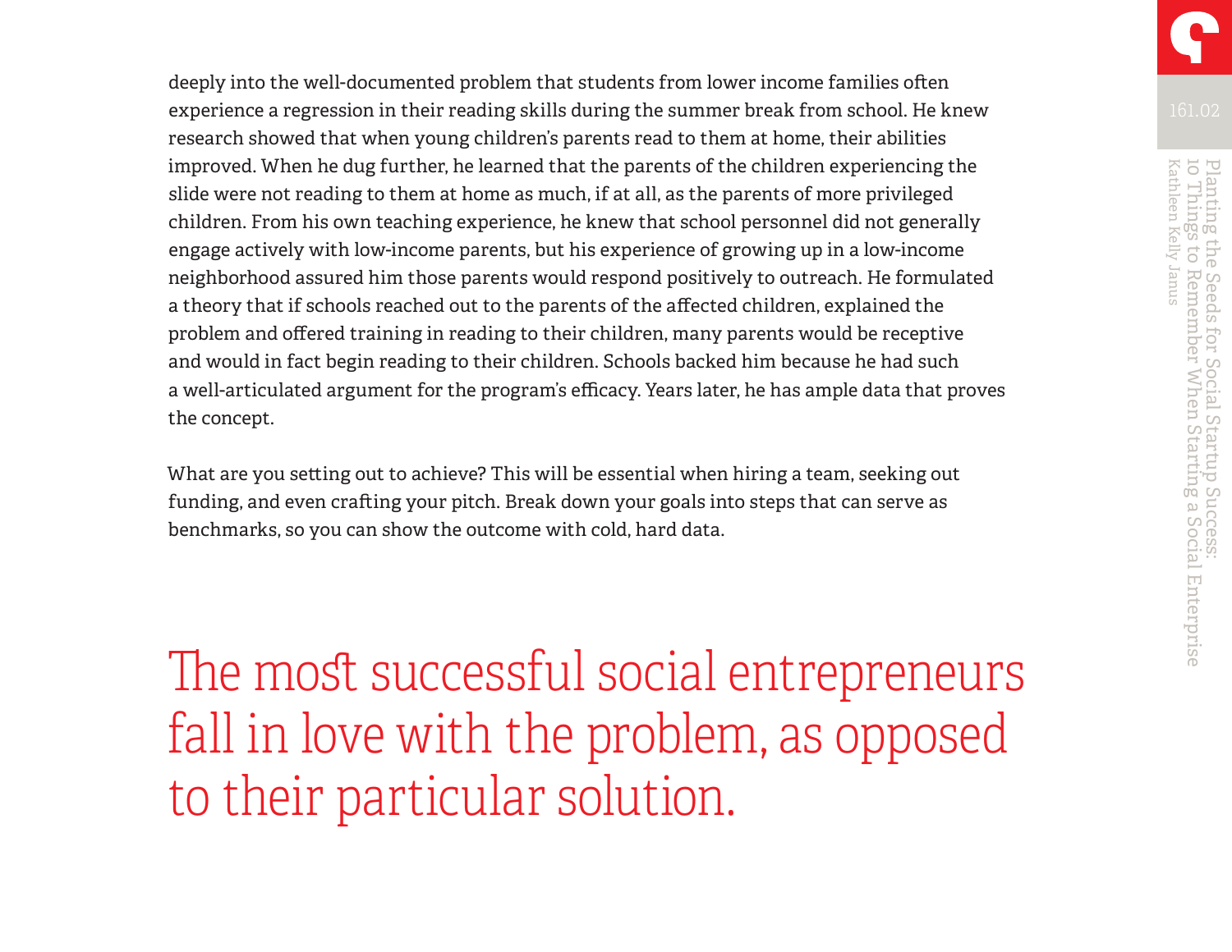deeply into the well-documented problem that students from lower income families often experience a regression in their reading skills during the summer break from school. He knew research showed that when young children's parents read to them at home, their abilities improved. When he dug further, he learned that the parents of the children experiencing the slide were not reading to them at home as much, if at all, as the parents of more privileged children. From his own teaching experience, he knew that school personnel did not generally engage actively with low-income parents, but his experience of growing up in a low-income neighborhood assured him those parents would respond positively to outreach. He formulated a theory that if schools reached out to the parents of the affected children, explained the problem and offered training in reading to their children, many parents would be receptive and would in fact begin reading to their children. Schools backed him because he had such a well-articulated argument for the program's efficacy. Years later, he has ample data that proves the concept.

What are you setting out to achieve? This will be essential when hiring a team, seeking out funding, and even crafting your pitch. Break down your goals into steps that can serve as benchmarks, so you can show the outcome with cold, hard data.

> The most successful social entrepreneurs fall in love with the problem, as opposed to their particular solution.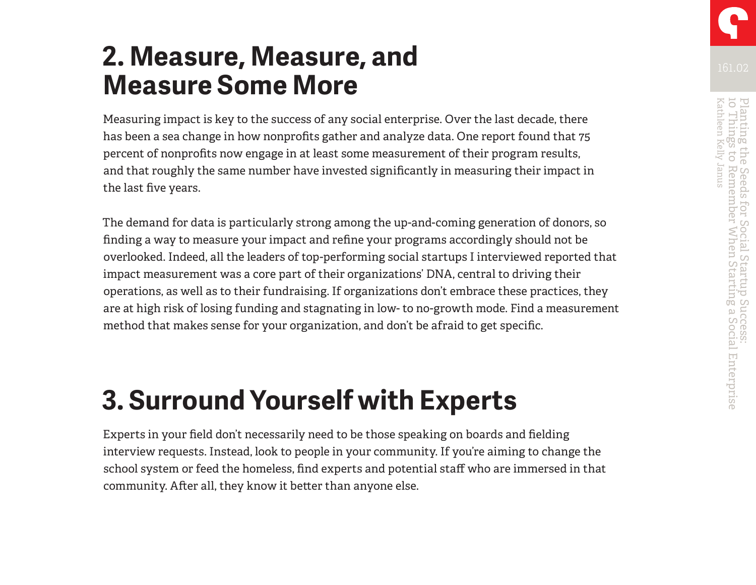## 2. Measure, Measure, and Measure Some More

Measuring impact is key to the success of any social enterprise. Over the last decade, there has been a sea change in how nonprofits gather and analyze data. One report found that 75 percent of nonprofits now engage in at least some measurement of their program results, and that roughly the same number have invested significantly in measuring their impact in the last five years.

The demand for data is particularly strong among the up-and-coming generation of donors, so finding a way to measure your impact and refine your programs accordingly should not be overlooked. Indeed, all the leaders of top-performing social startups I interviewed reported that impact measurement was a core part of their organizations' DNA, central to driving their operations, as well as to their fundraising. If organizations don't embrace these practices, they are at high risk of losing funding and stagnating in low- to no-growth mode. Find a measurement method that makes sense for your organization, and don't be afraid to get specific.

## 3. Surround Yourself with Experts

Experts in your field don't necessarily need to be those speaking on boards and fielding interview requests. Instead, look to people in your community. If you're aiming to change the school system or feed the homeless, find experts and potential staff who are immersed in that community. After all, they know it better than anyone else.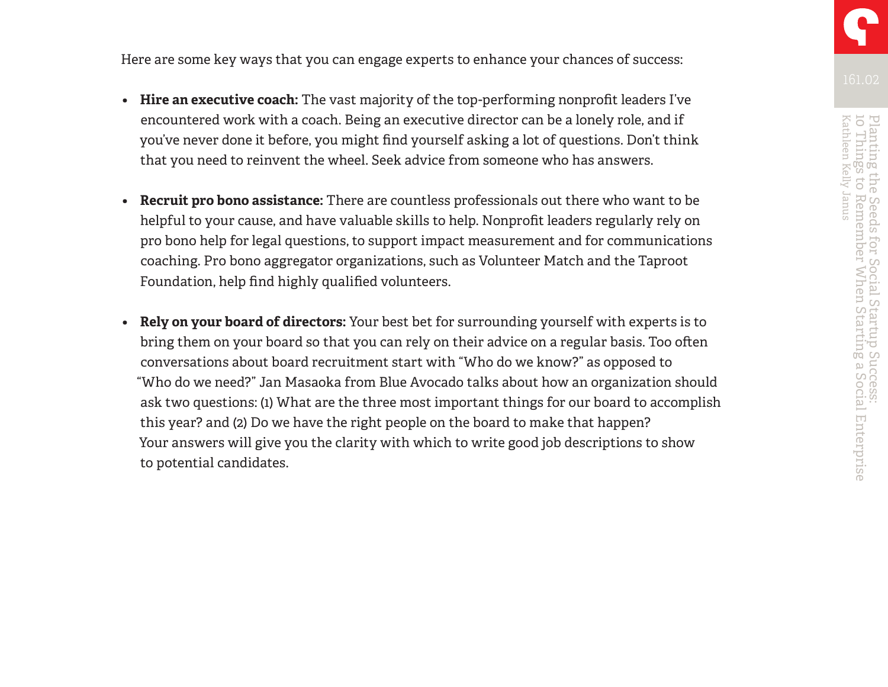Here are some key ways that you can engage experts to enhance your chances of success:

- **Hire an executive coach:** The vast majority of the top-performing nonprofit leaders I've encountered work with a coach. Being an executive director can be a lonely role, and if you've never done it before, you might find yourself asking a lot of questions. Don't think that you need to reinvent the wheel. Seek advice from someone who has answers.

- **Recruit pro bono assistance:** There are countless professionals out there who want to be helpful to your cause, and have valuable skills to help. Nonprofit leaders regularly rely on pro bono help for legal questions, to support impact measurement and for communications coaching. Pro bono aggregator organizations, such as Volunteer Match and the Taproot Foundation, help find highly qualified volunteers.

- **Rely on your board of directors:** Your best bet for surrounding yourself with experts is to bring them on your board so that you can rely on their advice on a regular basis. Too often conversations about board recruitment start with "Who do we know?" as opposed to "Who do we need?" Jan Masaoka from Blue Avocado talks about how an organization should ask two questions: (1) What are the three most important things for our board to accomplish this year? and (2) Do we have the right people on the board to make that happen? Your answers will give you the clarity with which to write good job descriptions to show to potential candidates.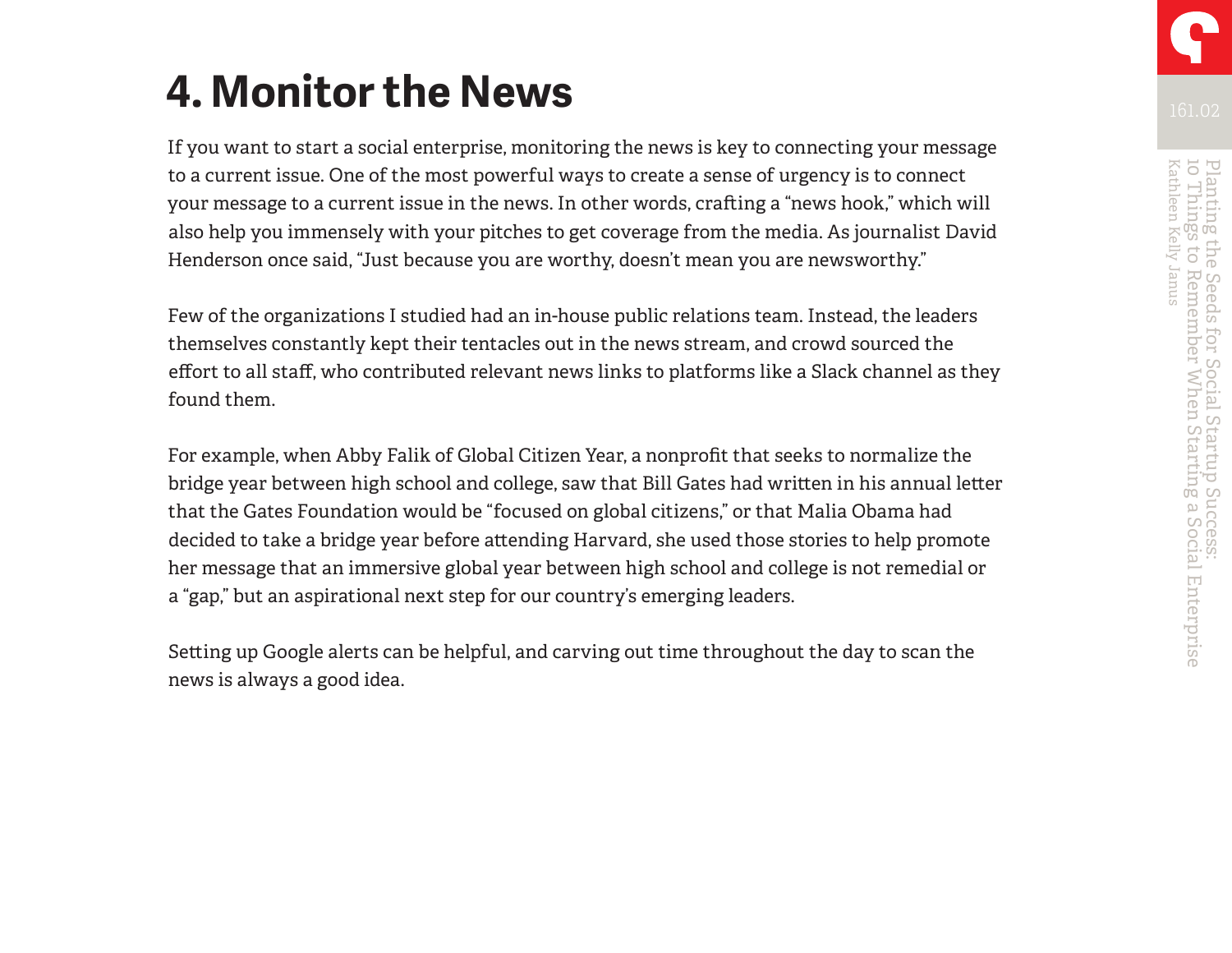# 4. Monitor the News

If you want to start a social enterprise, monitoring the news is key to connecting your message to a current issue. One of the most powerful ways to create a sense of urgency is to connect your message to a current issue in the news. In other words, crafting a "news hook," which will also help you immensely with your pitches to get coverage from the media. As journalist David Henderson once said, "Just because you are worthy, doesn't mean you are newsworthy."

Few of the organizations I studied had an in-house public relations team. Instead, the leaders themselves constantly kept their tentacles out in the news stream, and crowd sourced the effort to all staff, who contributed relevant news links to platforms like a Slack channel as they found them.

For example, when Abby Falik of Global Citizen Year, a nonprofit that seeks to normalize the bridge year between high school and college, saw that Bill Gates had written in his annual letter that the Gates Foundation would be "focused on global citizens," or that Malia Obama had decided to take a bridge year before attending Harvard, she used those stories to help promote her message that an immersive global year between high school and college is not remedial or a "gap," but an aspirational next step for our country's emerging leaders.

Setting up Google alerts can be helpful, and carving out time throughout the day to scan the news is always a good idea.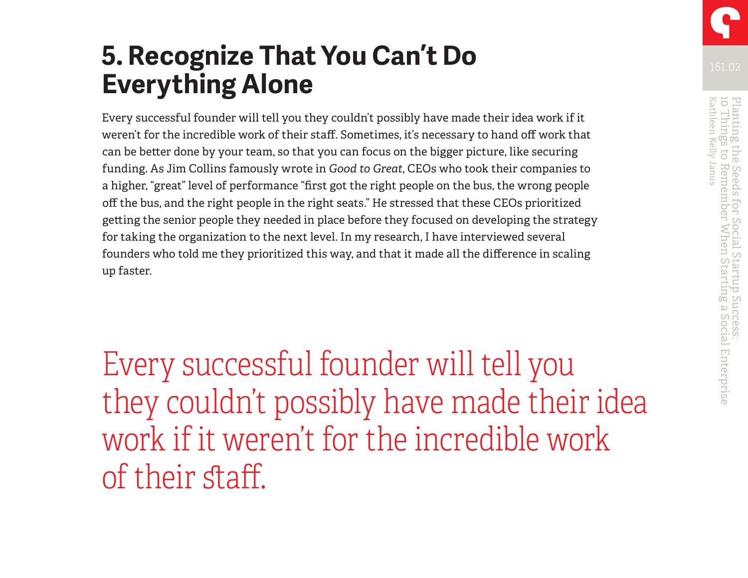## 5. Recognize That You Can't Do Everything Alone

Every successful founder will tell you they couldn't possibly have made their idea work if it weren't for the incredible work of their staff. Sometimes, it's necessary to hand off work that can be better done by your team, so that you can focus on the bigger picture, like securing funding. As Jim Collins famously wrote in *Good to Great*, CEOs who took their companies to a higher, "great" level of performance "first got the right people on the bus, the wrong people off the bus, and the right people in the right seats." He stressed that these CEOs prioritized getting the senior people they needed in place before they focused on developing the strategy for taking the organization to the next level. In my research, I have interviewed several founders who told me they prioritized this way, and that it made all the difference in scaling up faster.

> Every successful founder will tell you they couldn't possibly have made their idea work if it weren't for the incredible work of their staff.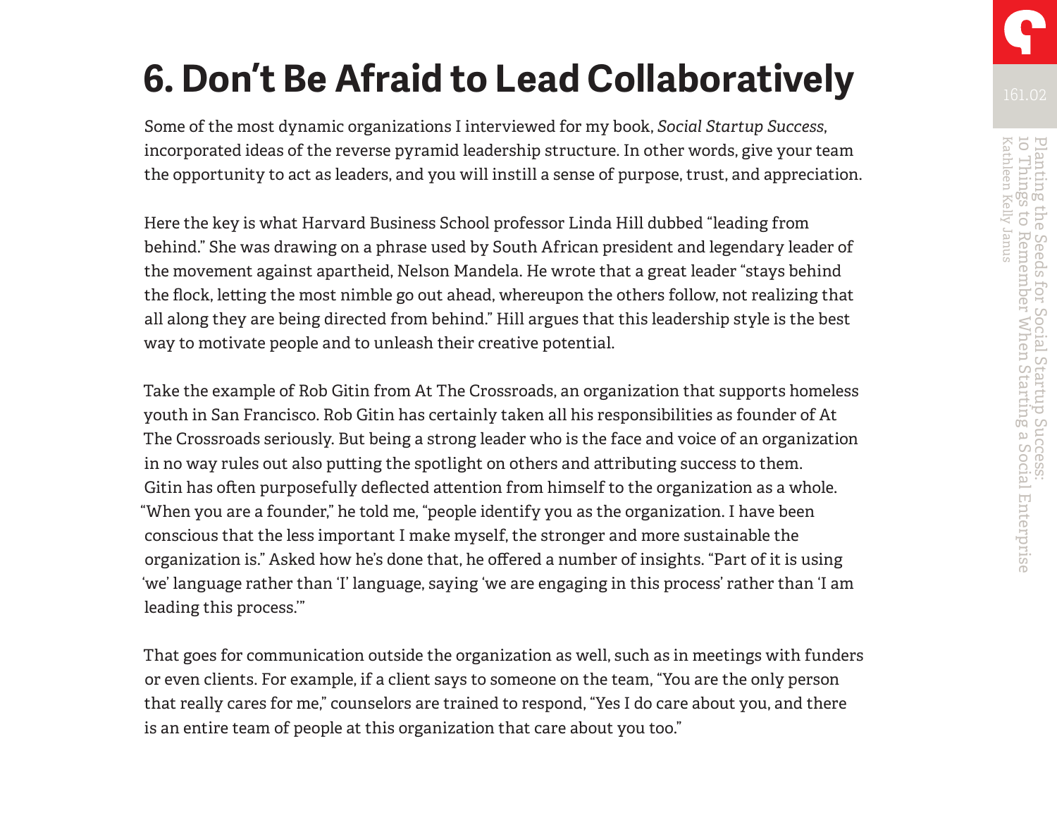# 6. Don't Be Afraid to Lead Collaboratively

Some of the most dynamic organizations I interviewed for my book, *Social Startup Success*, incorporated ideas of the reverse pyramid leadership structure. In other words, give your team the opportunity to act as leaders, and you will instill a sense of purpose, trust, and appreciation.

Here the key is what Harvard Business School professor Linda Hill dubbed "leading from behind." She was drawing on a phrase used by South African president and legendary leader of the movement against apartheid, Nelson Mandela. He wrote that a great leader "stays behind the flock, letting the most nimble go out ahead, whereupon the others follow, not realizing that all along they are being directed from behind." Hill argues that this leadership style is the best way to motivate people and to unleash their creative potential.

Take the example of Rob Gitin from At The Crossroads, an organization that supports homeless youth in San Francisco. Rob Gitin has certainly taken all his responsibilities as founder of At The Crossroads seriously. But being a strong leader who is the face and voice of an organization in no way rules out also putting the spotlight on others and attributing success to them. Gitin has often purposefully deflected attention from himself to the organization as a whole. "When you are a founder," he told me, "people identify you as the organization. I have been conscious that the less important I make myself, the stronger and more sustainable the organization is." Asked how he's done that, he offered a number of insights. "Part of it is using 'we' language rather than 'I' language, saying 'we are engaging in this process' rather than 'I am leading this process.'"

That goes for communication outside the organization as well, such as in meetings with funders or even clients. For example, if a client says to someone on the team, "You are the only person that really cares for me," counselors are trained to respond, "Yes I do care about you, and there is an entire team of people at this organization that care about you too."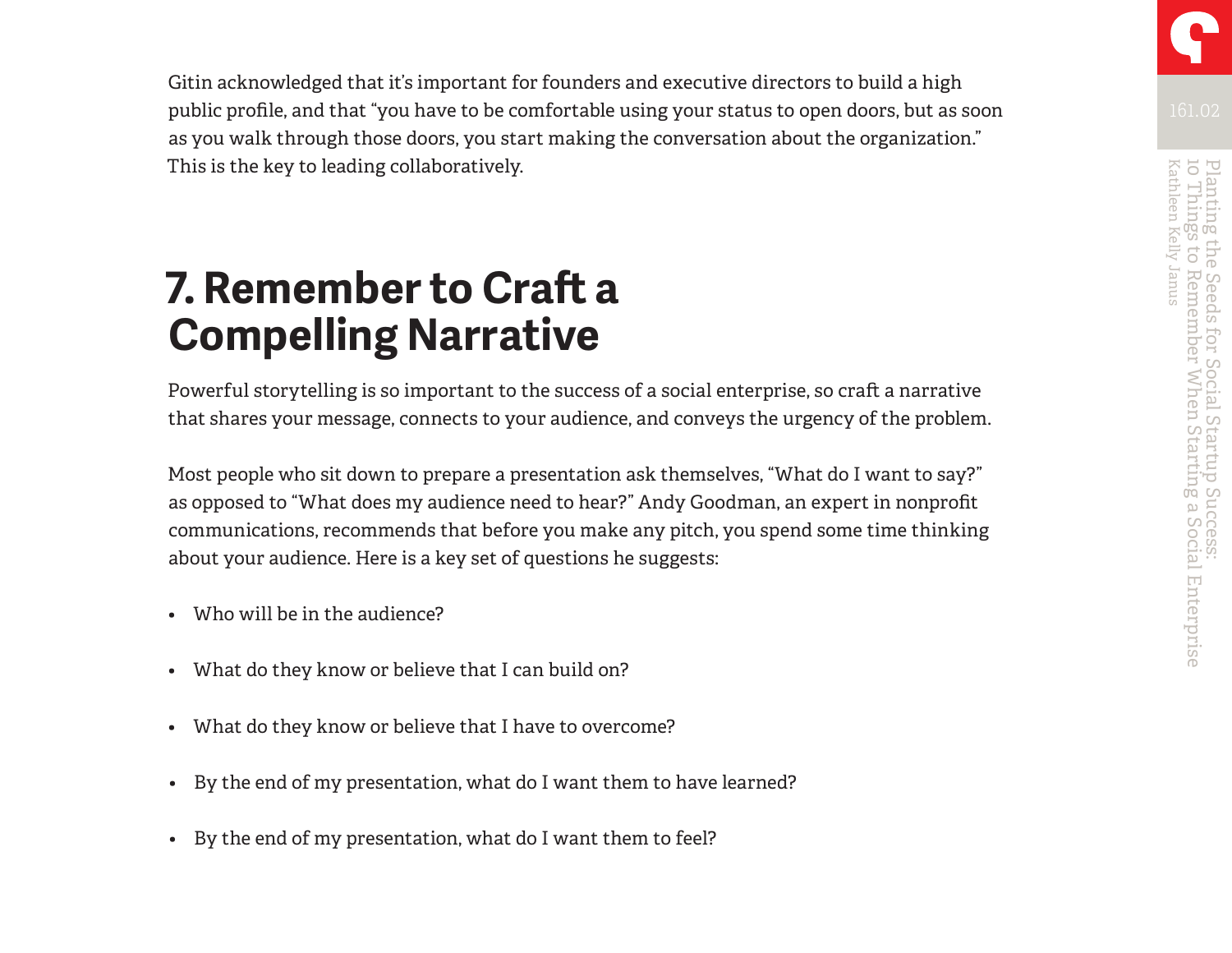Gitin acknowledged that it's important for founders and executive directors to build a high public profile, and that "you have to be comfortable using your status to open doors, but as soon as you walk through those doors, you start making the conversation about the organization." This is the key to leading collaboratively.

## 7. Remember to Craft a Compelling Narrative

Powerful storytelling is so important to the success of a social enterprise, so craft a narrative that shares your message, connects to your audience, and conveys the urgency of the problem.

Most people who sit down to prepare a presentation ask themselves, "What do I want to say?" as opposed to "What does my audience need to hear?" Andy Goodman, an expert in nonprofit communications, recommends that before you make any pitch, you spend some time thinking about your audience. Here is a key set of questions he suggests:

- Who will be in the audience?
- What do they know or believe that I can build on?
- What do they know or believe that I have to overcome?
- By the end of my presentation, what do I want them to have learned?
- By the end of my presentation, what do I want them to feel?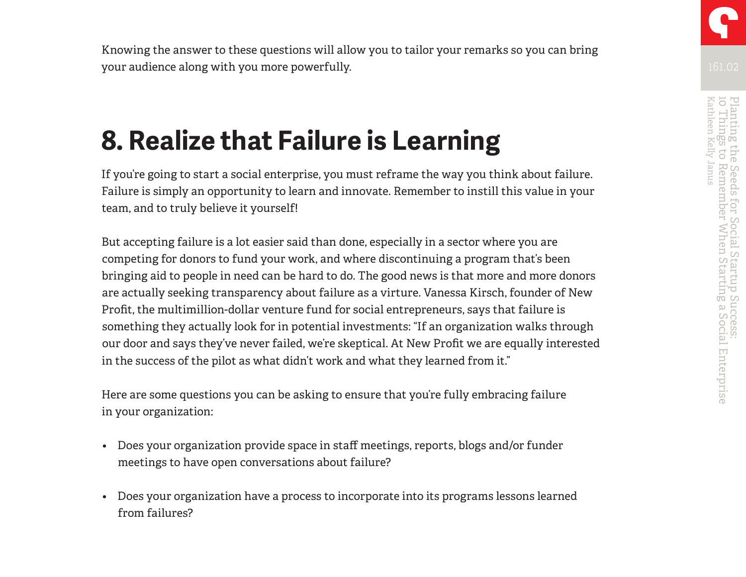Knowing the answer to these questions will allow you to tailor your remarks so you can bring your audience along with you more powerfully.

## 8. Realize that Failure is Learning

If you're going to start a social enterprise, you must reframe the way you think about failure. Failure is simply an opportunity to learn and innovate. Remember to instill this value in your team, and to truly believe it yourself!

But accepting failure is a lot easier said than done, especially in a sector where you are competing for donors to fund your work, and where discontinuing a program that's been bringing aid to people in need can be hard to do. The good news is that more and more donors are actually seeking transparency about failure as a virtue. Vanessa Kirsch, founder of New Profit, the multimillion-dollar venture fund for social entrepreneurs, says that failure is something they actually look for in potential investments: "If an organization walks through our door and says they've never failed, we're skeptical. At New Profit we are equally interested in the success of the pilot as what didn't work and what they learned from it."

Here are some questions you can be asking to ensure that you're fully embracing failure in your organization:

- Does your organization provide space in staff meetings, reports, blogs and/or funder meetings to have open conversations about failure?
- Does your organization have a process to incorporate into its programs lessons learned from failures?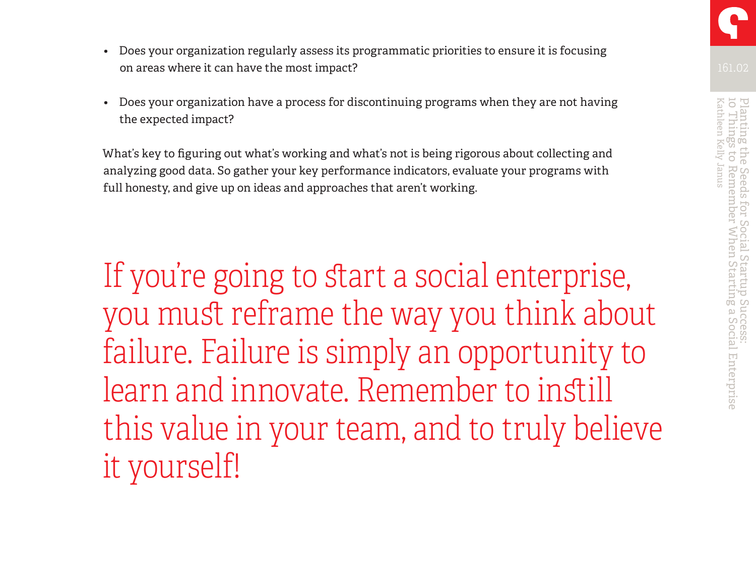- Does your organization regularly assess its programmatic priorities to ensure it is focusing on areas where it can have the most impact?

- Does your organization have a process for discontinuing programs when they are not having the expected impact?

What's key to figuring out what's working and what's not is being rigorous about collecting and analyzing good data. So gather your key performance indicators, evaluate your programs with full honesty, and give up on ideas and approaches that aren't working.

> If you're going to start a social enterprise, you must reframe the way you think about failure. Failure is simply an opportunity to learn and innovate. Remember to instill this value in your team, and to truly believe it yourself!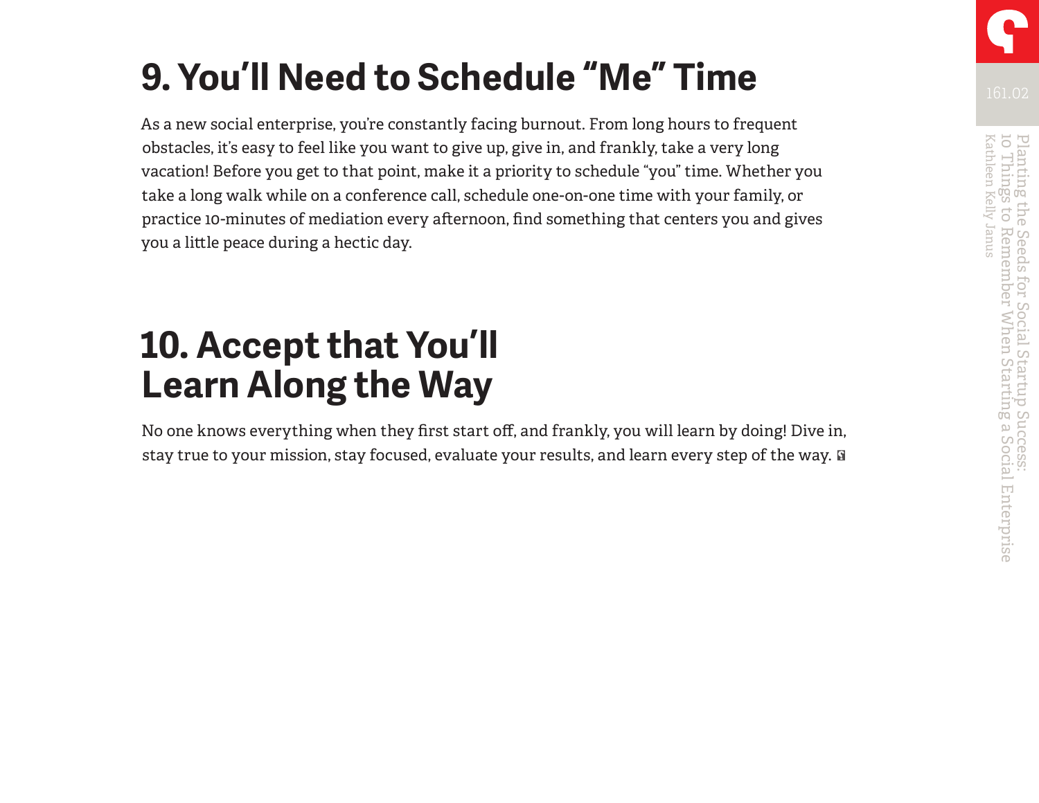## 9. You'll Need to Schedule "Me" Time

As a new social enterprise, you're constantly facing burnout. From long hours to frequent obstacles, it's easy to feel like you want to give up, give in, and frankly, take a very long vacation! Before you get to that point, make it a priority to schedule "you" time. Whether you take a long walk while on a conference call, schedule one-on-one time with your family, or practice 10-minutes of mediation every afternoon, find something that centers you and gives you a little peace during a hectic day.

## 10. Accept that You'll Learn Along the Way

No one knows everything when they first start off, and frankly, you will learn by doing! Dive in, stay true to your mission, stay focused, evaluate your results, and learn every step of the way.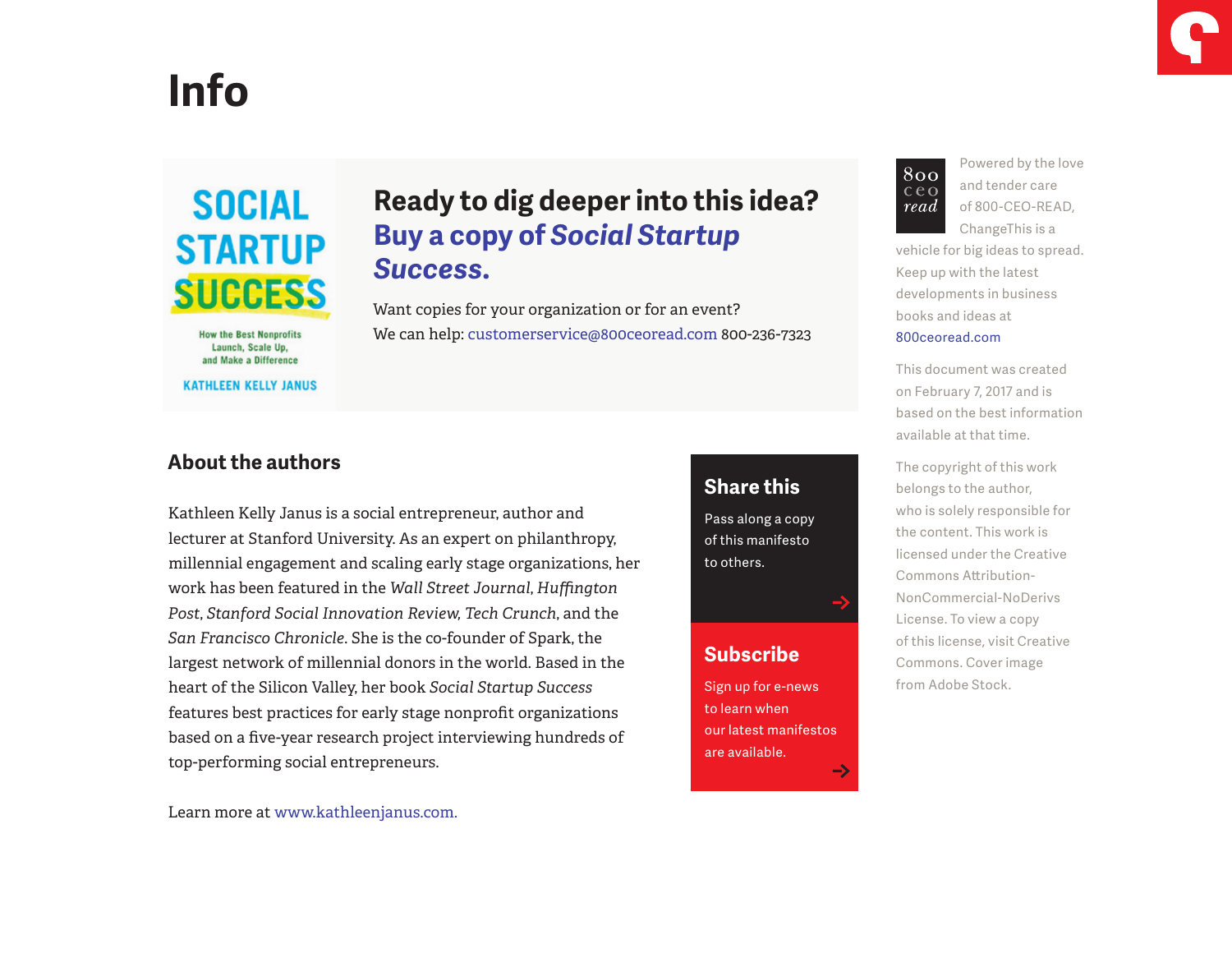# Info

SOCIAL STARTUP SUCCESS

How the Best Nonprofits Launch, Scale Up, and Make a Difference

KATHLEEN KELLY JANUS

## Ready to dig deeper into this idea?

## Buy a copy of *Social Startup Success*.

Want copies for your organization or for an event?
We can help: customerservice@800ceoread.com 800-236-7323

### About the authors

Kathleen Kelly Janus is a social entrepreneur, author and lecturer at Stanford University. As an expert on philanthropy, millennial engagement and scaling early stage organizations, her work has been featured in the *Wall Street Journal*, *Huffington Post*, *Stanford Social Innovation Review*, *Tech Crunch*, and the *San Francisco Chronicle*. She is the co-founder of Spark, the largest network of millennial donors in the world. Based in the heart of the Silicon Valley, her book *Social Startup Success* features best practices for early stage nonprofit organizations based on a five-year research project interviewing hundreds of top-performing social entrepreneurs.

Learn more at www.kathleenjanus.com.

**Share this**

Pass along a copy of this manifesto to others.

**Subscribe**

Sign up for e-news to learn when our latest manifestos are available.

800 ceo read

Powered by the love and tender care of 800-CEO-READ, ChangeThis is a vehicle for big ideas to spread. Keep up with the latest developments in business books and ideas at 800ceoread.com

This document was created on February 7, 2017 and is based on the best information available at that time.

The copyright of this work belongs to the author, who is solely responsible for the content. This work is licensed under the Creative Commons Attribution-NonCommercial-NoDerivs License. To view a copy of this license, visit Creative Commons. Cover image from Adobe Stock.